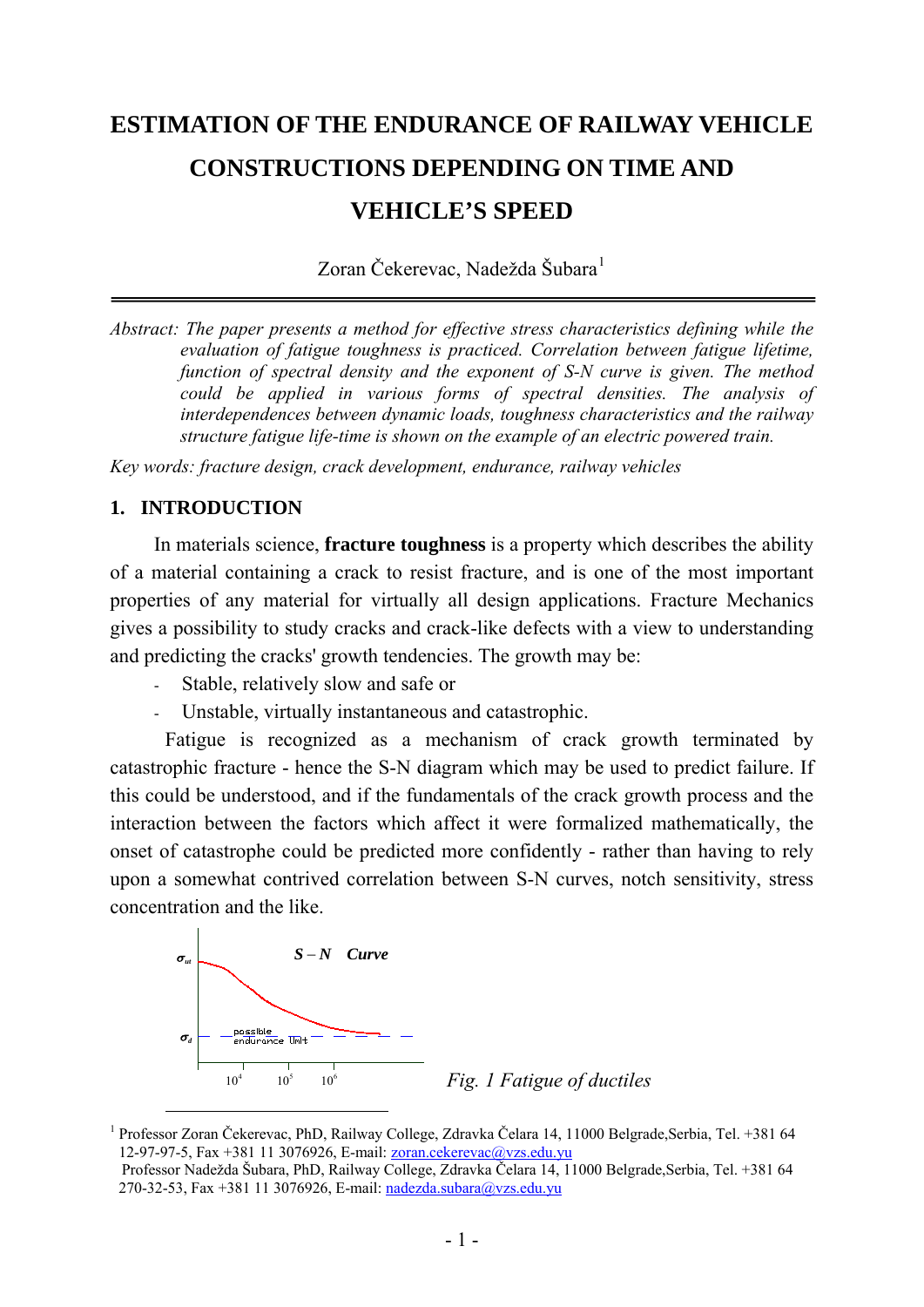# ESTIMATION OF THE ENDURANCE OF RAILWAY VEHICLE CONSTRUCTIONS DEPENDING ON TIME AND VEHICLE'S SPEED

Zoran Čekerevac, Nadežda Šubara[1]

*Abstract: The paper presents a method for effective stress characteristics defining while the evaluation of fatigue toughness is practiced. Correlation between fatigue lifetime, function of spectral density and the exponent of S-N curve is given. The method could be applied in various forms of spectral densities. The analysis of interdependences between dynamic loads, toughness characteristics and the railway structure fatigue life-time is shown on the example of an electric powered train.*

*Key words: fracture design, crack development, endurance, railway vehicles*

## 1. INTRODUCTION

In materials science, **fracture toughness** is a property which describes the ability of a material containing a crack to resist fracture, and is one of the most important properties of any material for virtually all design applications. Fracture Mechanics gives a possibility to study cracks and crack-like defects with a view to understanding and predicting the cracks' growth tendencies. The growth may be:

- Stable, relatively slow and safe or
- Unstable, virtually instantaneous and catastrophic.

Fatigue is recognized as a mechanism of crack growth terminated by catastrophic fracture - hence the S-N diagram which may be used to predict failure. If this could be understood, and if the fundamentals of the crack growth process and the interaction between the factors which affect it were formalized mathematically, the onset of catastrophe could be predicted more confidently - rather than having to rely upon a somewhat contrived correlation between S-N curves, notch sensitivity, stress concentration and the like.

*Fig. 1 Fatigue of ductiles*

[1] Professor Zoran Čekerevac, PhD, Railway College, Zdravka Čelara 14, 11000 Belgrade,Serbia, Tel. +381 64 12-97-97-5, Fax +381 11 3076926, E-mail: zoran.cekerevac@vzs.edu.yu
Professor Nadežda Šubara, PhD, Railway College, Zdravka Čelara 14, 11000 Belgrade,Serbia, Tel. +381 64 270-32-53, Fax +381 11 3076926, E-mail: nadezda.subara@vzs.edu.yu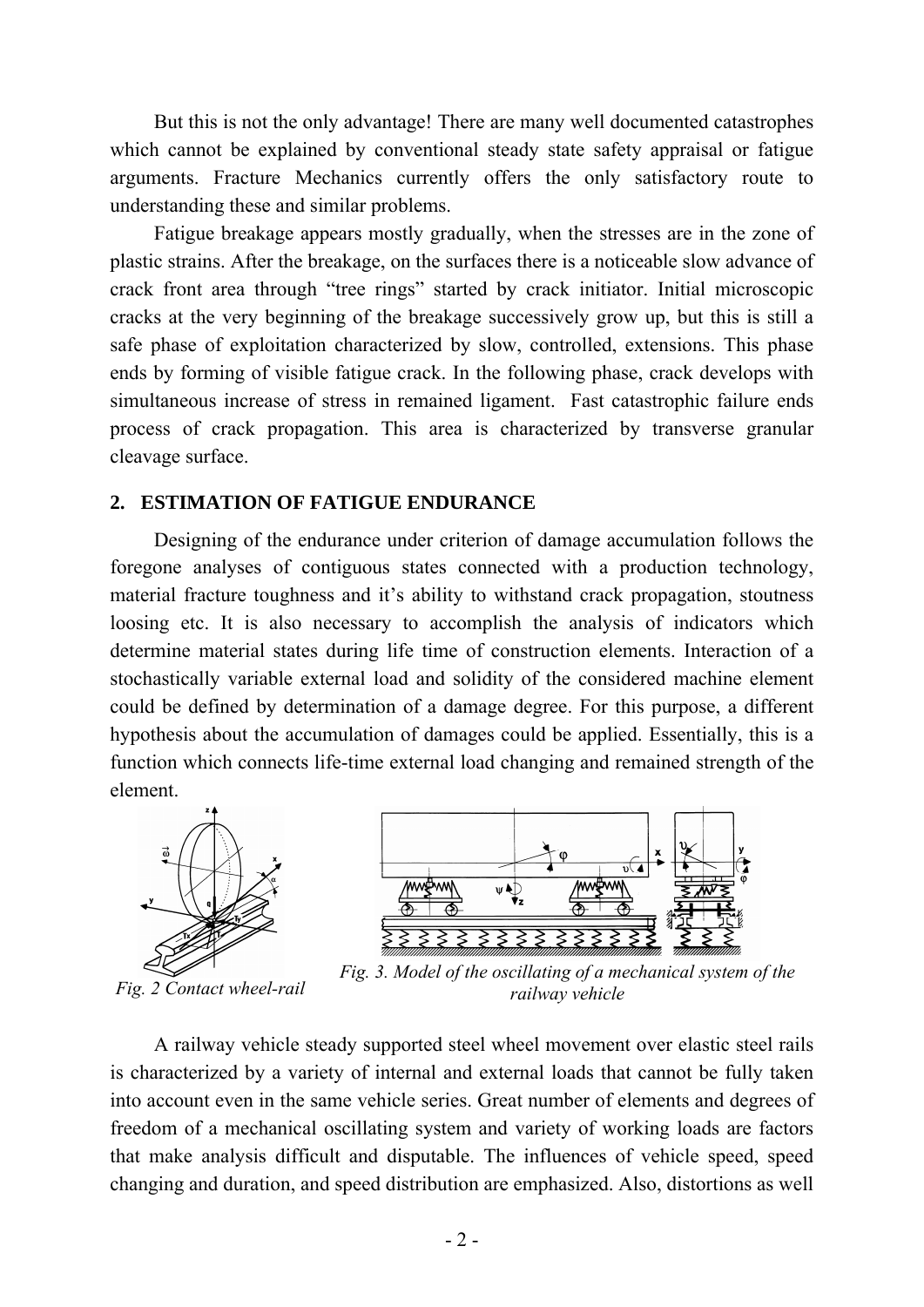But this is not the only advantage! There are many well documented catastrophes which cannot be explained by conventional steady state safety appraisal or fatigue arguments. Fracture Mechanics currently offers the only satisfactory route to understanding these and similar problems.

Fatigue breakage appears mostly gradually, when the stresses are in the zone of plastic strains. After the breakage, on the surfaces there is a noticeable slow advance of crack front area through "tree rings" started by crack initiator. Initial microscopic cracks at the very beginning of the breakage successively grow up, but this is still a safe phase of exploitation characterized by slow, controlled, extensions. This phase ends by forming of visible fatigue crack. In the following phase, crack develops with simultaneous increase of stress in remained ligament. Fast catastrophic failure ends process of crack propagation. This area is characterized by transverse granular cleavage surface.

## 2. ESTIMATION OF FATIGUE ENDURANCE

Designing of the endurance under criterion of damage accumulation follows the foregone analyses of contiguous states connected with a production technology, material fracture toughness and it's ability to withstand crack propagation, stoutness loosing etc. It is also necessary to accomplish the analysis of indicators which determine material states during life time of construction elements. Interaction of a stochastically variable external load and solidity of the considered machine element could be defined by determination of a damage degree. For this purpose, a different hypothesis about the accumulation of damages could be applied. Essentially, this is a function which connects life-time external load changing and remained strength of the element.

*Fig. 2 Contact wheel-rail*

*Fig. 3. Model of the oscillating of a mechanical system of the railway vehicle*

A railway vehicle steady supported steel wheel movement over elastic steel rails is characterized by a variety of internal and external loads that cannot be fully taken into account even in the same vehicle series. Great number of elements and degrees of freedom of a mechanical oscillating system and variety of working loads are factors that make analysis difficult and disputable. The influences of vehicle speed, speed changing and duration, and speed distribution are emphasized. Also, distortions as well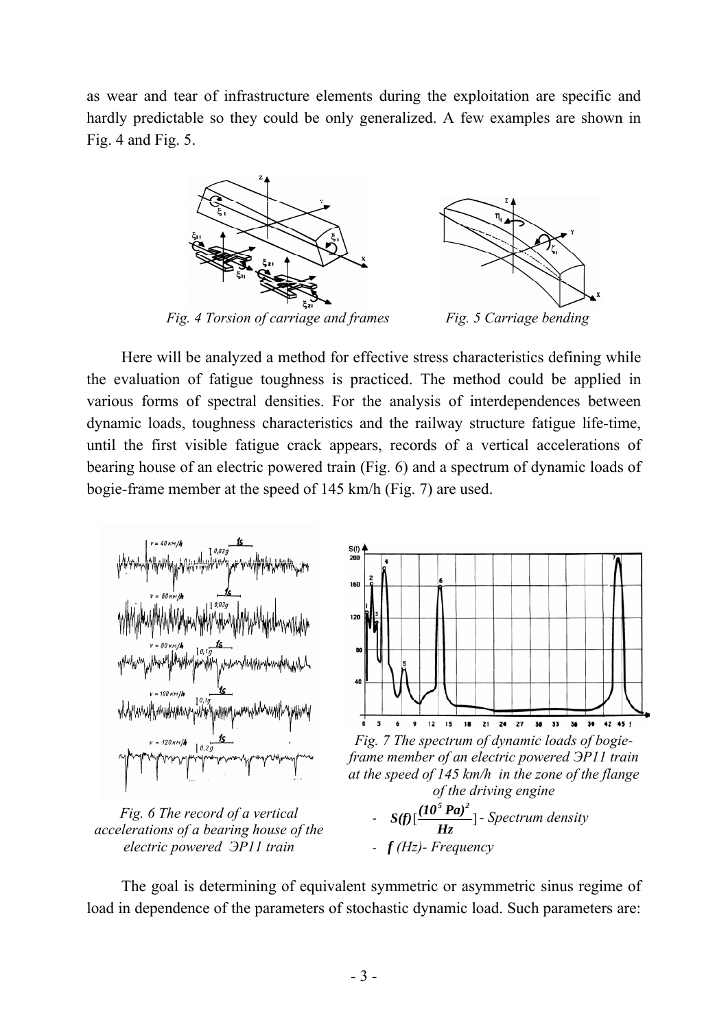as wear and tear of infrastructure elements during the exploitation are specific and hardly predictable so they could be only generalized. A few examples are shown in Fig. 4 and Fig. 5.

*Fig. 4 Torsion of carriage and frames*

*Fig. 5 Carriage bending*

Here will be analyzed a method for effective stress characteristics defining while the evaluation of fatigue toughness is practiced. The method could be applied in various forms of spectral densities. For the analysis of interdependences between dynamic loads, toughness characteristics and the railway structure fatigue life-time, until the first visible fatigue crack appears, records of a vertical accelerations of bearing house of an electric powered train (Fig. 6) and a spectrum of dynamic loads of bogie-frame member at the speed of 145 km/h (Fig. 7) are used.

*Fig. 6 The record of a vertical accelerations of a bearing house of the electric powered ЭР11 train*

*Fig. 7 The spectrum of dynamic loads of bogie-frame member of an electric powered ЭР11 train at the speed of 145 km/h in the zone of the flange of the driving engine*

- $S(f)\left[\frac{(10^5\ Pa)^2}{Hz}\right]$ - Spectrum density
- $f$ (Hz)- Frequency

The goal is determining of equivalent symmetric or asymmetric sinus regime of load in dependence of the parameters of stochastic dynamic load. Such parameters are: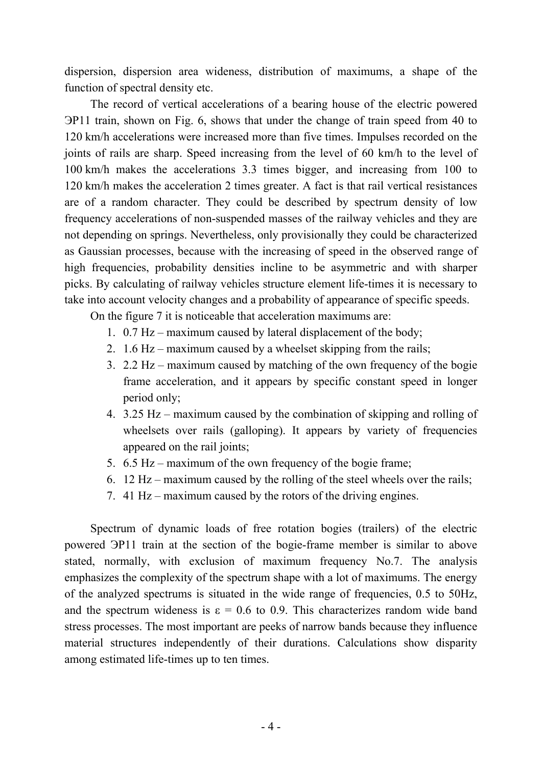dispersion, dispersion area wideness, distribution of maximums, a shape of the function of spectral density etc.

The record of vertical accelerations of a bearing house of the electric powered ЭР11 train, shown on Fig. 6, shows that under the change of train speed from 40 to 120 km/h accelerations were increased more than five times. Impulses recorded on the joints of rails are sharp. Speed increasing from the level of 60 km/h to the level of 100 km/h makes the accelerations 3.3 times bigger, and increasing from 100 to 120 km/h makes the acceleration 2 times greater. A fact is that rail vertical resistances are of a random character. They could be described by spectrum density of low frequency accelerations of non-suspended masses of the railway vehicles and they are not depending on springs. Nevertheless, only provisionally they could be characterized as Gaussian processes, because with the increasing of speed in the observed range of high frequencies, probability densities incline to be asymmetric and with sharper picks. By calculating of railway vehicles structure element life-times it is necessary to take into account velocity changes and a probability of appearance of specific speeds.

On the figure 7 it is noticeable that acceleration maximums are:

1. 0.7 Hz – maximum caused by lateral displacement of the body;
2. 1.6 Hz – maximum caused by a wheelset skipping from the rails;
3. 2.2 Hz – maximum caused by matching of the own frequency of the bogie frame acceleration, and it appears by specific constant speed in longer period only;
4. 3.25 Hz – maximum caused by the combination of skipping and rolling of wheelsets over rails (galloping). It appears by variety of frequencies appeared on the rail joints;
5. 6.5 Hz – maximum of the own frequency of the bogie frame;
6. 12 Hz – maximum caused by the rolling of the steel wheels over the rails;
7. 41 Hz – maximum caused by the rotors of the driving engines.

Spectrum of dynamic loads of free rotation bogies (trailers) of the electric powered ЭР11 train at the section of the bogie-frame member is similar to above stated, normally, with exclusion of maximum frequency No.7. The analysis emphasizes the complexity of the spectrum shape with a lot of maximums. The energy of the analyzed spectrums is situated in the wide range of frequencies, 0.5 to 50Hz, and the spectrum wideness is $\varepsilon = 0.6$ to 0.9. This characterizes random wide band stress processes. The most important are peeks of narrow bands because they influence material structures independently of their durations. Calculations show disparity among estimated life-times up to ten times.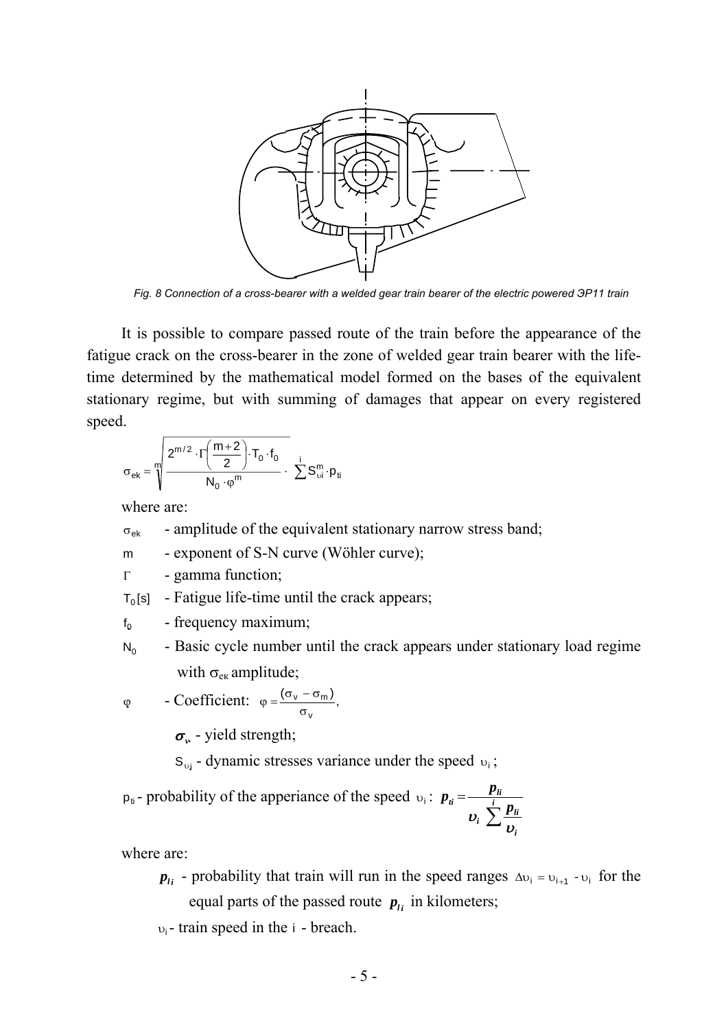*Fig. 8 Connection of a cross-bearer with a welded gear train bearer of the electric powered ЭР11 train*

It is possible to compare passed route of the train before the appearance of the fatigue crack on the cross-bearer in the zone of welded gear train bearer with the life-time determined by the mathematical model formed on the bases of the equivalent stationary regime, but with summing of damages that appear on every registered speed.

$$\sigma_{ek} = \sqrt[m]{\frac{2^{m/2} \cdot \Gamma\left(\frac{m+2}{2}\right) \cdot T_0 \cdot f_0}{N_0 \cdot \varphi^m} \cdot \sum^{i} S_{\upsilon i}^{m} \cdot p_{ti}}$$

where are:

$\sigma_{ek}$ - amplitude of the equivalent stationary narrow stress band;

$m$ - exponent of S-N curve (Wöhler curve);

$\Gamma$ - gamma function;

$T_0$[s] - Fatigue life-time until the crack appears;

$f_0$ - frequency maximum;

$N_0$ - Basic cycle number until the crack appears under stationary load regime with $\sigma_{ek}$ amplitude;

$\varphi$ - Coefficient: $\varphi = \frac{(\sigma_v - \sigma_m)}{\sigma_v}$,

$\sigma_v$ - yield strength;

$S_{\upsilon j}$ - dynamic stresses variance under the speed $\upsilon_i$;

$p_{ti}$ - probability of the apperiance of the speed $\upsilon_i$: $p_{ti} = \frac{p_{li}}{\upsilon_i \sum^{i} \frac{p_{li}}{\upsilon_i}}$

where are:

$p_{li}$ - probability that train will run in the speed ranges $\Delta\upsilon_i = \upsilon_{i+1} - \upsilon_i$ for the equal parts of the passed route $p_{li}$ in kilometers;

$\upsilon_i$ - train speed in the $i$ - breach.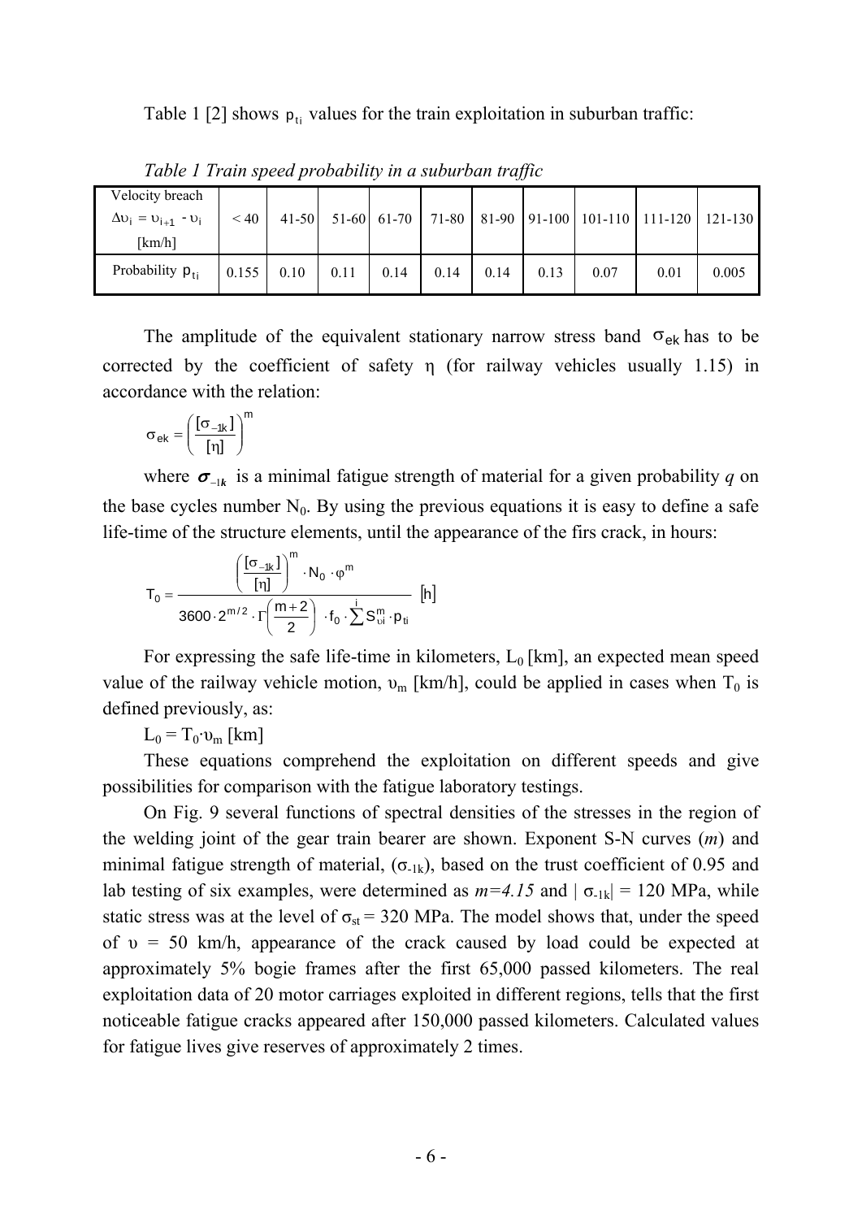Table 1 [2] shows $p_{ti}$ values for the train exploitation in suburban traffic:

*Table 1 Train speed probability in a suburban traffic*

| Velocity breach $\Delta\upsilon_i = \upsilon_{i+1} - \upsilon_i$ [km/h] | < 40 | 41-50 | 51-60 | 61-70 | 71-80 | 81-90 | 91-100 | 101-110 | 111-120 | 121-130 |
|---|---|---|---|---|---|---|---|---|---|---|
| Probability $p_{ti}$ | 0.155 | 0.10 | 0.11 | 0.14 | 0.14 | 0.14 | 0.13 | 0.07 | 0.01 | 0.005 |

The amplitude of the equivalent stationary narrow stress band $\sigma_{ek}$ has to be corrected by the coefficient of safety η (for railway vehicles usually 1.15) in accordance with the relation:

$$\sigma_{ek} = \left(\frac{[\sigma_{-1k}]}{[\eta]}\right)^m$$

where $\boldsymbol{\sigma}_{-1\boldsymbol{k}}$ is a minimal fatigue strength of material for a given probability *q* on the base cycles number $N_0$. By using the previous equations it is easy to define a safe life-time of the structure elements, until the appearance of the firs crack, in hours:

$$T_0 = \frac{\left(\frac{[\sigma_{-1k}]}{[\eta]}\right)^m \cdot N_0 \cdot \varphi^m}{3600 \cdot 2^{m/2} \cdot \Gamma\left(\frac{m+2}{2}\right) \cdot f_0 \cdot \sum^{i} S_{\upsilon i}^m \cdot p_{ti}} \; [h]$$

For expressing the safe life-time in kilometers, $L_0$ [km], an expected mean speed value of the railway vehicle motion, $\upsilon_m$ [km/h], could be applied in cases when $T_0$ is defined previously, as:

$L_0 = T_0 \cdot \upsilon_m$ [km]

These equations comprehend the exploitation on different speeds and give possibilities for comparison with the fatigue laboratory testings.

On Fig. 9 several functions of spectral densities of the stresses in the region of the welding joint of the gear train bearer are shown. Exponent S-N curves (*m*) and minimal fatigue strength of material, ($\sigma_{-1k}$), based on the trust coefficient of 0.95 and lab testing of six examples, were determined as $m=4.15$ and $|\sigma_{-1k}| = 120$ MPa, while static stress was at the level of $\sigma_{st} = 320$ MPa. The model shows that, under the speed of $\upsilon = 50$ km/h, appearance of the crack caused by load could be expected at approximately 5% bogie frames after the first 65,000 passed kilometers. The real exploitation data of 20 motor carriages exploited in different regions, tells that the first noticeable fatigue cracks appeared after 150,000 passed kilometers. Calculated values for fatigue lives give reserves of approximately 2 times.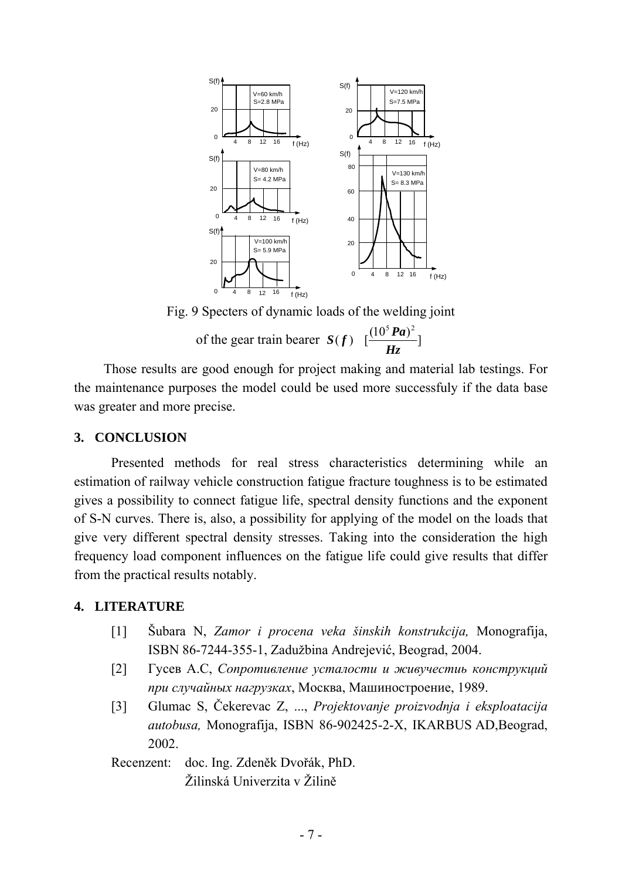S(f)
V=60 km/h
S=2.8 MPa
20
0
4 8 12 16 f (Hz)

S(f)
V=120 km/h
S=7.5 MPa
20
0
4 8 12 16 f (Hz)

S(f)
V=80 km/h
S= 4.2 MPa
20
0
4 8 12 16 f (Hz)

S(f)
80
V=130 km/h
S= 8.3 MPa
60
40
20
0
4 8 12 16 f (Hz)

S(f)
V=100 km/h
S= 5.9 MPa
20
0
4 8 12 16 f (Hz)

Fig. 9 Specters of dynamic loads of the welding joint of the gear train bearer $\boldsymbol{S}(\boldsymbol{f})$ $[\frac{(10^5\,\boldsymbol{Pa})^2}{\boldsymbol{Hz}}]$

Those results are good enough for project making and material lab testings. For the maintenance purposes the model could be used more successfuly if the data base was greater and more precise.

## 3. CONCLUSION

Presented methods for real stress characteristics determining while an estimation of railway vehicle construction fatigue fracture toughness is to be estimated gives a possibility to connect fatigue life, spectral density functions and the exponent of S-N curves. There is, also, a possibility for applying of the model on the loads that give very different spectral density stresses. Taking into the consideration the high frequency load component influences on the fatigue life could give results that differ from the practical results notably.

## 4. LITERATURE

[1] Šubara N, *Zamor i procena veka šinskih konstrukcija,* Monografija, ISBN 86-7244-355-1, Zadužbina Andrejević, Beograd, 2004.

[2] Гусев А.С, *Сопротивление усталости и живучестиь конструкций при случайных нагрузках*, Москва, Машиностроение, 1989.

[3] Glumac S, Čekerevac Z, ..., *Projektovanje proizvodnja i eksploatacija autobusa,* Monografija, ISBN 86-902425-2-X, IKARBUS AD,Beograd, 2002.

Recenzent: doc. Ing. Zdeněk Dvořák, PhD.
Žilinská Univerzita v Žilině